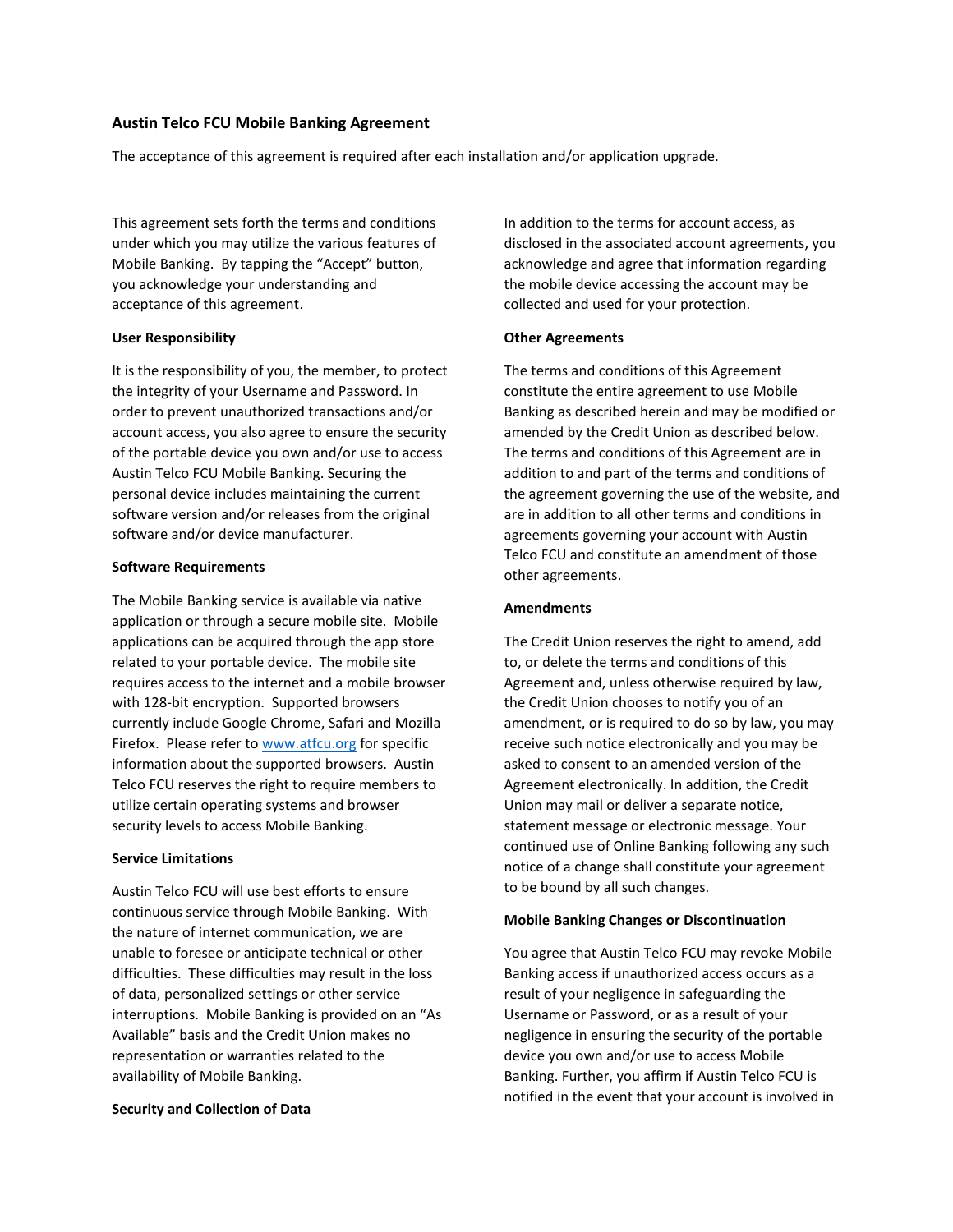## Austin Telco FCU Mobile Banking Agreement

The acceptance of this agreement is required after each installation and/or application upgrade.

This agreement sets forth the terms and conditions under which you may utilize the various features of Mobile Banking. By tapping the "Accept" button, you acknowledge your understanding and acceptance of this agreement.

**User Responsibility**

It is the responsibility of you, the member, to protect the integrity of your Username and Password. In order to prevent unauthorized transactions and/or account access, you also agree to ensure the security of the portable device you own and/or use to access Austin Telco FCU Mobile Banking. Securing the personal device includes maintaining the current software version and/or releases from the original software and/or device manufacturer.

**Software Requirements**

The Mobile Banking service is available via native application or through a secure mobile site. Mobile applications can be acquired through the app store related to your portable device. The mobile site requires access to the internet and a mobile browser with 128-bit encryption. Supported browsers currently include Google Chrome, Safari and Mozilla Firefox. Please refer to [www.atfcu.org](http://www.atfcu.org) for specific information about the supported browsers. Austin Telco FCU reserves the right to require members to utilize certain operating systems and browser security levels to access Mobile Banking.

**Service Limitations**

Austin Telco FCU will use best efforts to ensure continuous service through Mobile Banking. With the nature of internet communication, we are unable to foresee or anticipate technical or other difficulties. These difficulties may result in the loss of data, personalized settings or other service interruptions. Mobile Banking is provided on an "As Available" basis and the Credit Union makes no representation or warranties related to the availability of Mobile Banking.

**Security and Collection of Data**

In addition to the terms for account access, as disclosed in the associated account agreements, you acknowledge and agree that information regarding the mobile device accessing the account may be collected and used for your protection.

**Other Agreements**

The terms and conditions of this Agreement constitute the entire agreement to use Mobile Banking as described herein and may be modified or amended by the Credit Union as described below. The terms and conditions of this Agreement are in addition to and part of the terms and conditions of the agreement governing the use of the website, and are in addition to all other terms and conditions in agreements governing your account with Austin Telco FCU and constitute an amendment of those other agreements.

**Amendments**

The Credit Union reserves the right to amend, add to, or delete the terms and conditions of this Agreement and, unless otherwise required by law, the Credit Union chooses to notify you of an amendment, or is required to do so by law, you may receive such notice electronically and you may be asked to consent to an amended version of the Agreement electronically. In addition, the Credit Union may mail or deliver a separate notice, statement message or electronic message. Your continued use of Online Banking following any such notice of a change shall constitute your agreement to be bound by all such changes.

**Mobile Banking Changes or Discontinuation**

You agree that Austin Telco FCU may revoke Mobile Banking access if unauthorized access occurs as a result of your negligence in safeguarding the Username or Password, or as a result of your negligence in ensuring the security of the portable device you own and/or use to access Mobile Banking. Further, you affirm if Austin Telco FCU is notified in the event that your account is involved in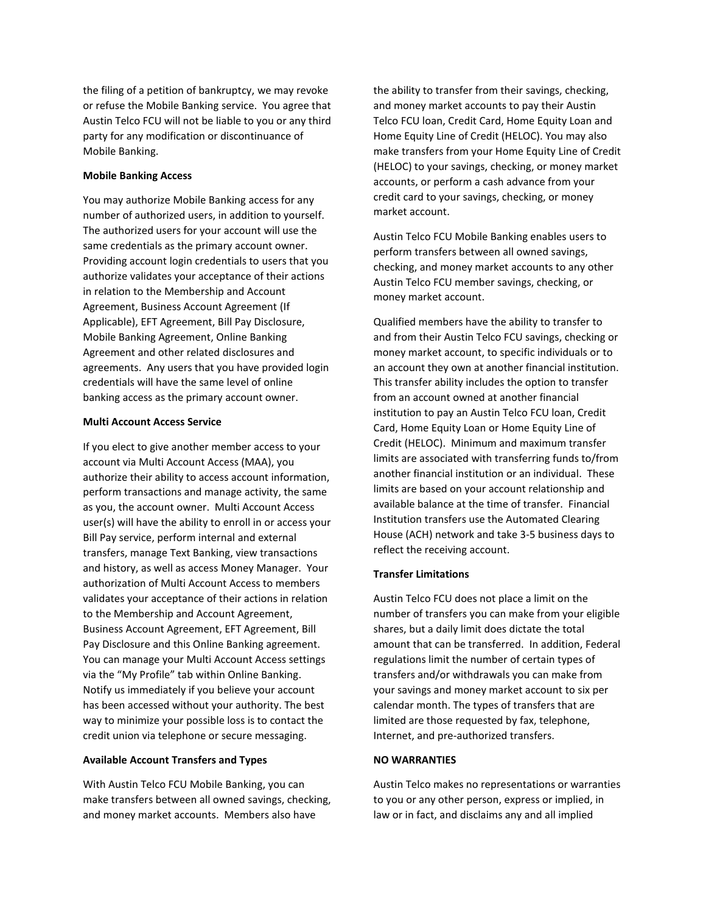the filing of a petition of bankruptcy, we may revoke or refuse the Mobile Banking service. You agree that Austin Telco FCU will not be liable to you or any third party for any modification or discontinuance of Mobile Banking.

**Mobile Banking Access**

You may authorize Mobile Banking access for any number of authorized users, in addition to yourself. The authorized users for your account will use the same credentials as the primary account owner. Providing account login credentials to users that you authorize validates your acceptance of their actions in relation to the Membership and Account Agreement, Business Account Agreement (If Applicable), EFT Agreement, Bill Pay Disclosure, Mobile Banking Agreement, Online Banking Agreement and other related disclosures and agreements. Any users that you have provided login credentials will have the same level of online banking access as the primary account owner.

**Multi Account Access Service**

If you elect to give another member access to your account via Multi Account Access (MAA), you authorize their ability to access account information, perform transactions and manage activity, the same as you, the account owner. Multi Account Access user(s) will have the ability to enroll in or access your Bill Pay service, perform internal and external transfers, manage Text Banking, view transactions and history, as well as access Money Manager. Your authorization of Multi Account Access to members validates your acceptance of their actions in relation to the Membership and Account Agreement, Business Account Agreement, EFT Agreement, Bill Pay Disclosure and this Online Banking agreement. You can manage your Multi Account Access settings via the "My Profile" tab within Online Banking. Notify us immediately if you believe your account has been accessed without your authority. The best way to minimize your possible loss is to contact the credit union via telephone or secure messaging.

**Available Account Transfers and Types**

With Austin Telco FCU Mobile Banking, you can make transfers between all owned savings, checking, and money market accounts. Members also have the ability to transfer from their savings, checking, and money market accounts to pay their Austin Telco FCU loan, Credit Card, Home Equity Loan and Home Equity Line of Credit (HELOC). You may also make transfers from your Home Equity Line of Credit (HELOC) to your savings, checking, or money market accounts, or perform a cash advance from your credit card to your savings, checking, or money market account.

Austin Telco FCU Mobile Banking enables users to perform transfers between all owned savings, checking, and money market accounts to any other Austin Telco FCU member savings, checking, or money market account.

Qualified members have the ability to transfer to and from their Austin Telco FCU savings, checking or money market account, to specific individuals or to an account they own at another financial institution. This transfer ability includes the option to transfer from an account owned at another financial institution to pay an Austin Telco FCU loan, Credit Card, Home Equity Loan or Home Equity Line of Credit (HELOC). Minimum and maximum transfer limits are associated with transferring funds to/from another financial institution or an individual. These limits are based on your account relationship and available balance at the time of transfer. Financial Institution transfers use the Automated Clearing House (ACH) network and take 3-5 business days to reflect the receiving account.

**Transfer Limitations**

Austin Telco FCU does not place a limit on the number of transfers you can make from your eligible shares, but a daily limit does dictate the total amount that can be transferred. In addition, Federal regulations limit the number of certain types of transfers and/or withdrawals you can make from your savings and money market account to six per calendar month. The types of transfers that are limited are those requested by fax, telephone, Internet, and pre-authorized transfers.

**NO WARRANTIES**

Austin Telco makes no representations or warranties to you or any other person, express or implied, in law or in fact, and disclaims any and all implied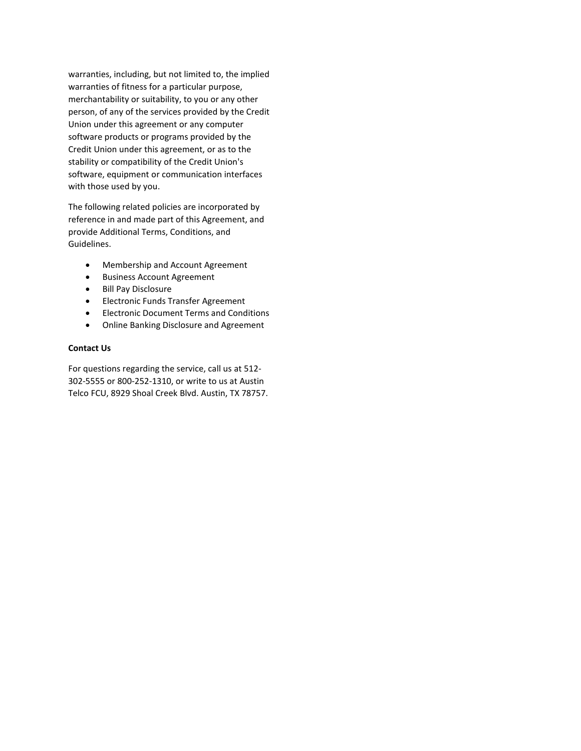warranties, including, but not limited to, the implied warranties of fitness for a particular purpose, merchantability or suitability, to you or any other person, of any of the services provided by the Credit Union under this agreement or any computer software products or programs provided by the Credit Union under this agreement, or as to the stability or compatibility of the Credit Union's software, equipment or communication interfaces with those used by you.

The following related policies are incorporated by reference in and made part of this Agreement, and provide Additional Terms, Conditions, and Guidelines.

- Membership and Account Agreement
- Business Account Agreement
- Bill Pay Disclosure
- Electronic Funds Transfer Agreement
- Electronic Document Terms and Conditions
- Online Banking Disclosure and Agreement

**Contact Us**

For questions regarding the service, call us at 512-302-5555 or 800-252-1310, or write to us at Austin Telco FCU, 8929 Shoal Creek Blvd. Austin, TX 78757.